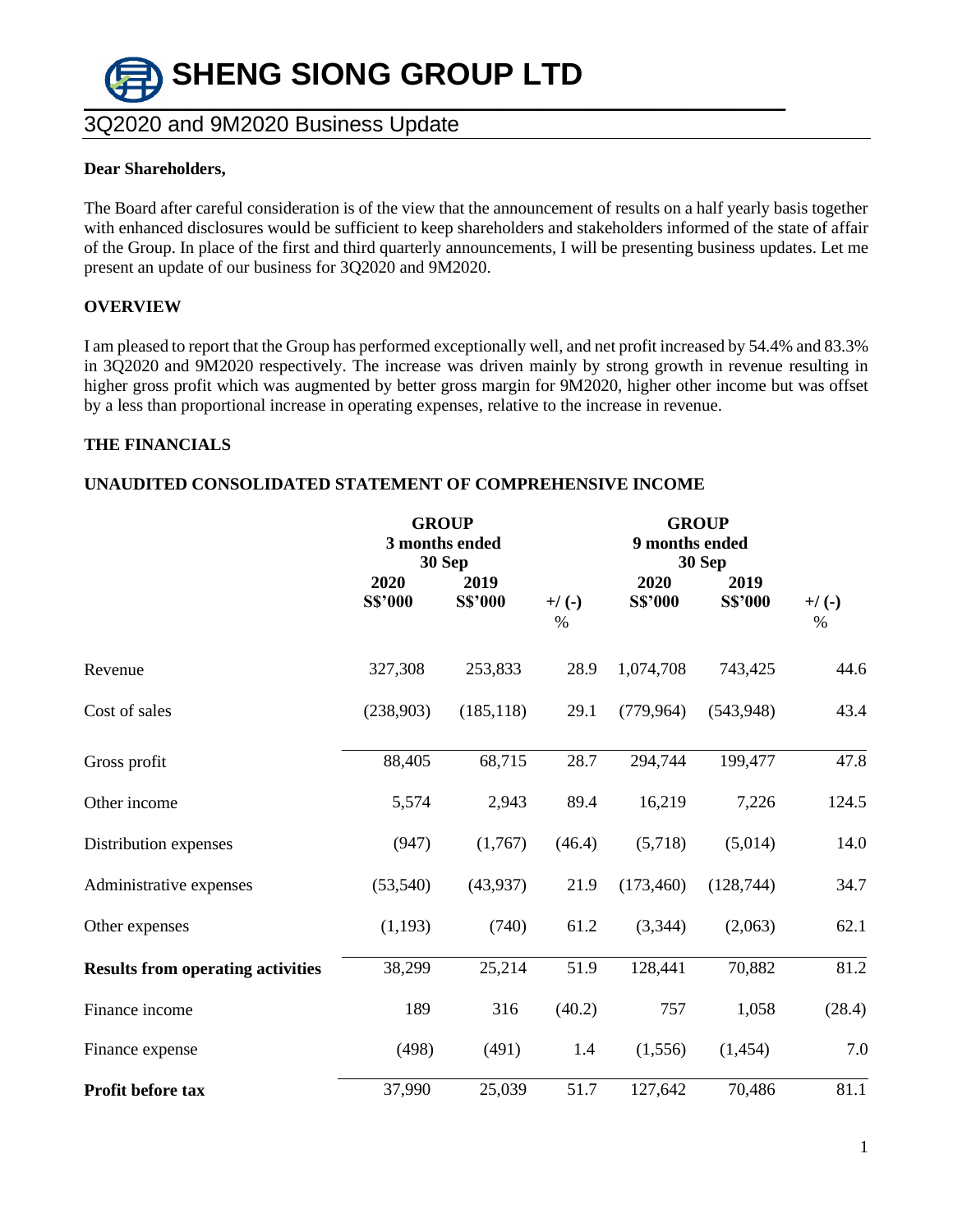# SHENG SIONG GROUP LTD

## 3Q2020 and 9M2020 Business Update

**Dear Shareholders,**

The Board after careful consideration is of the view that the announcement of results on a half yearly basis together with enhanced disclosures would be sufficient to keep shareholders and stakeholders informed of the state of affair of the Group. In place of the first and third quarterly announcements, I will be presenting business updates. Let me present an update of our business for 3Q2020 and 9M2020.

**OVERVIEW**

I am pleased to report that the Group has performed exceptionally well, and net profit increased by 54.4% and 83.3% in 3Q2020 and 9M2020 respectively. The increase was driven mainly by strong growth in revenue resulting in higher gross profit which was augmented by better gross margin for 9M2020, higher other income but was offset by a less than proportional increase in operating expenses, relative to the increase in revenue.

**THE FINANCIALS**

**UNAUDITED CONSOLIDATED STATEMENT OF COMPREHENSIVE INCOME**

| | GROUP 3 months ended 30 Sep | | | GROUP 9 months ended 30 Sep | | |
|---|---|---|---|---|---|---|
| | 2020 S$'000 | 2019 S$'000 | +/ (-) % | 2020 S$'000 | 2019 S$'000 | +/ (-) % |
| Revenue | 327,308 | 253,833 | 28.9 | 1,074,708 | 743,425 | 44.6 |
| Cost of sales | (238,903) | (185,118) | 29.1 | (779,964) | (543,948) | 43.4 |
| Gross profit | 88,405 | 68,715 | 28.7 | 294,744 | 199,477 | 47.8 |
| Other income | 5,574 | 2,943 | 89.4 | 16,219 | 7,226 | 124.5 |
| Distribution expenses | (947) | (1,767) | (46.4) | (5,718) | (5,014) | 14.0 |
| Administrative expenses | (53,540) | (43,937) | 21.9 | (173,460) | (128,744) | 34.7 |
| Other expenses | (1,193) | (740) | 61.2 | (3,344) | (2,063) | 62.1 |
| **Results from operating activities** | 38,299 | 25,214 | 51.9 | 128,441 | 70,882 | 81.2 |
| Finance income | 189 | 316 | (40.2) | 757 | 1,058 | (28.4) |
| Finance expense | (498) | (491) | 1.4 | (1,556) | (1,454) | 7.0 |
| **Profit before tax** | 37,990 | 25,039 | 51.7 | 127,642 | 70,486 | 81.1 |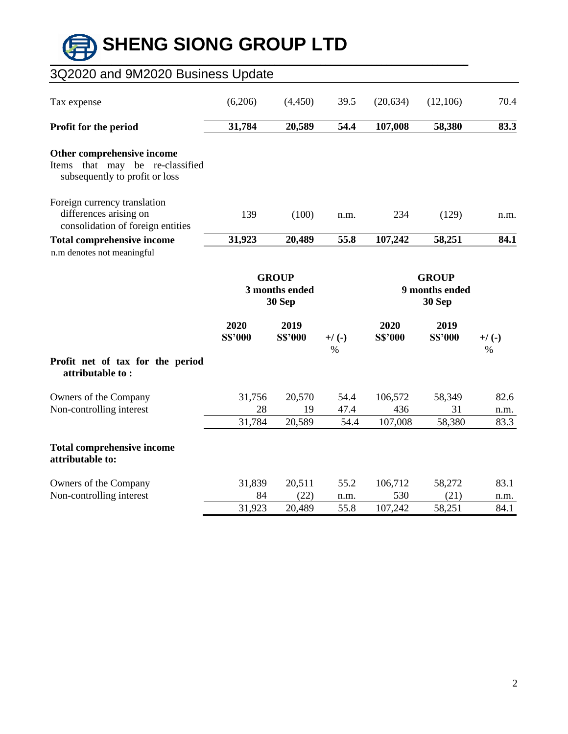| | 2020 S$'000 | 2019 S$'000 | +/ (-) % | 2020 S$'000 | 2019 S$'000 | +/ (-) % |
|---|---|---|---|---|---|---|
| Tax expense | (6,206) | (4,450) | 39.5 | (20,634) | (12,106) | 70.4 |
| **Profit for the period** | **31,784** | **20,589** | **54.4** | **107,008** | **58,380** | **83.3** |
| **Other comprehensive income** | | | | | | |
| Items that may be re-classified subsequently to profit or loss | | | | | | |
| Foreign currency translation differences arising on consolidation of foreign entities | 139 | (100) | n.m. | 234 | (129) | n.m. |
| **Total comprehensive income** | **31,923** | **20,489** | **55.8** | **107,242** | **58,251** | **84.1** |

n.m denotes not meaningful

| | **GROUP 3 months ended 30 Sep** | | | **GROUP 9 months ended 30 Sep** | | |
|---|---|---|---|---|---|---|
| | **2020 S$'000** | **2019 S$'000** | **+/ (-) %** | **2020 S$'000** | **2019 S$'000** | **+/ (-) %** |
| **Profit net of tax for the period attributable to :** | | | | | | |
| Owners of the Company | 31,756 | 20,570 | 54.4 | 106,572 | 58,349 | 82.6 |
| Non-controlling interest | 28 | 19 | 47.4 | 436 | 31 | n.m. |
| | 31,784 | 20,589 | 54.4 | 107,008 | 58,380 | 83.3 |
| **Total comprehensive income attributable to:** | | | | | | |
| Owners of the Company | 31,839 | 20,511 | 55.2 | 106,712 | 58,272 | 83.1 |
| Non-controlling interest | 84 | (22) | n.m. | 530 | (21) | n.m. |
| | 31,923 | 20,489 | 55.8 | 107,242 | 58,251 | 84.1 |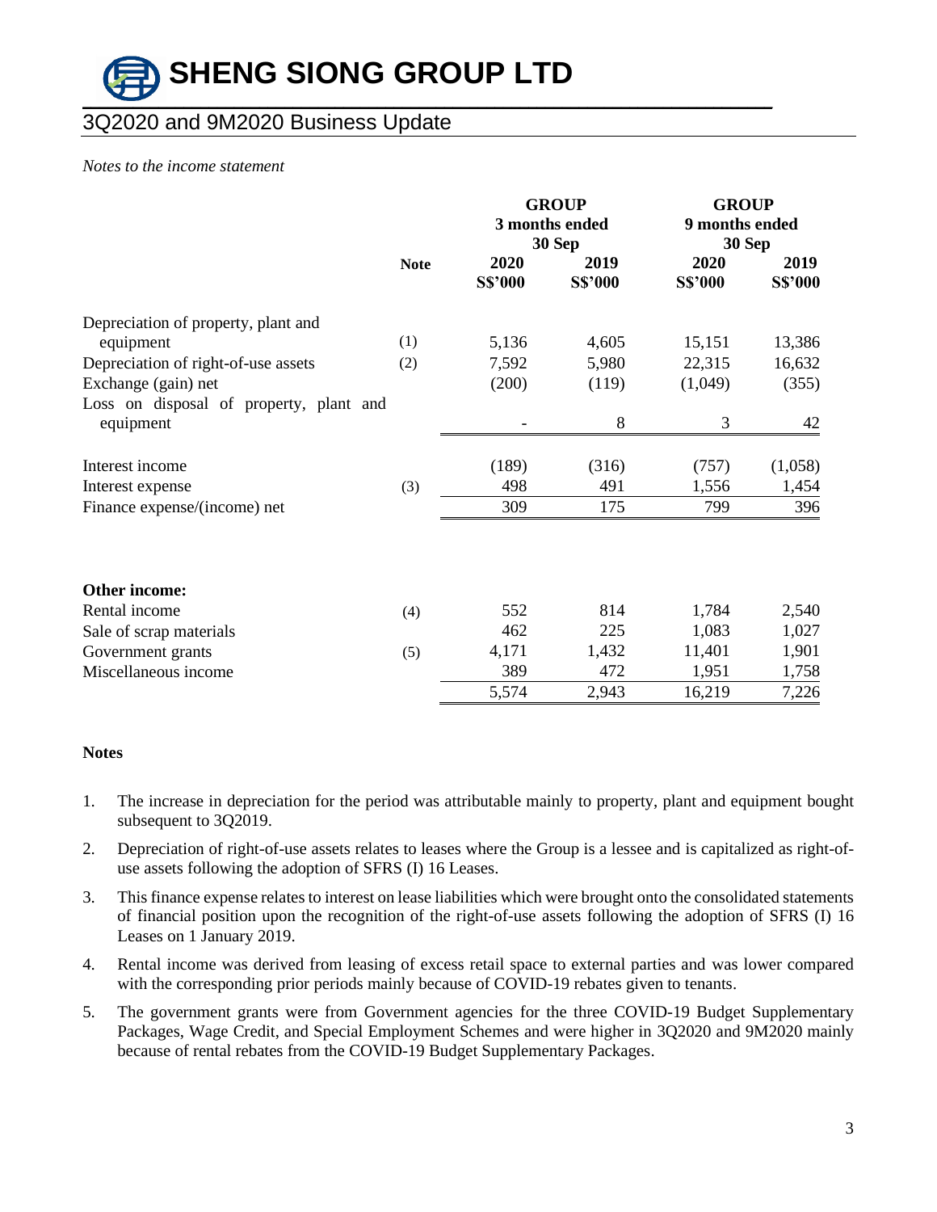*Notes to the income statement*

| | Note | GROUP 3 months ended 30 Sep | | GROUP 9 months ended 30 Sep | |
|---|---|---|---|---|---|
| | | 2020 S$'000 | 2019 S$'000 | 2020 S$'000 | 2019 S$'000 |
| Depreciation of property, plant and equipment | (1) | 5,136 | 4,605 | 15,151 | 13,386 |
| Depreciation of right-of-use assets | (2) | 7,592 | 5,980 | 22,315 | 16,632 |
| Exchange (gain) net | | (200) | (119) | (1,049) | (355) |
| Loss on disposal of property, plant and equipment | | - | 8 | 3 | 42 |
| Interest income | | (189) | (316) | (757) | (1,058) |
| Interest expense | (3) | 498 | 491 | 1,556 | 1,454 |
| Finance expense/(income) net | | 309 | 175 | 799 | 396 |
| **Other income:** | | | | | |
| Rental income | (4) | 552 | 814 | 1,784 | 2,540 |
| Sale of scrap materials | | 462 | 225 | 1,083 | 1,027 |
| Government grants | (5) | 4,171 | 1,432 | 11,401 | 1,901 |
| Miscellaneous income | | 389 | 472 | 1,951 | 1,758 |
| | | 5,574 | 2,943 | 16,219 | 7,226 |

**Notes**

1. The increase in depreciation for the period was attributable mainly to property, plant and equipment bought subsequent to 3Q2019.
2. Depreciation of right-of-use assets relates to leases where the Group is a lessee and is capitalized as right-of-use assets following the adoption of SFRS (I) 16 Leases.
3. This finance expense relates to interest on lease liabilities which were brought onto the consolidated statements of financial position upon the recognition of the right-of-use assets following the adoption of SFRS (I) 16 Leases on 1 January 2019.
4. Rental income was derived from leasing of excess retail space to external parties and was lower compared with the corresponding prior periods mainly because of COVID-19 rebates given to tenants.
5. The government grants were from Government agencies for the three COVID-19 Budget Supplementary Packages, Wage Credit, and Special Employment Schemes and were higher in 3Q2020 and 9M2020 mainly because of rental rebates from the COVID-19 Budget Supplementary Packages.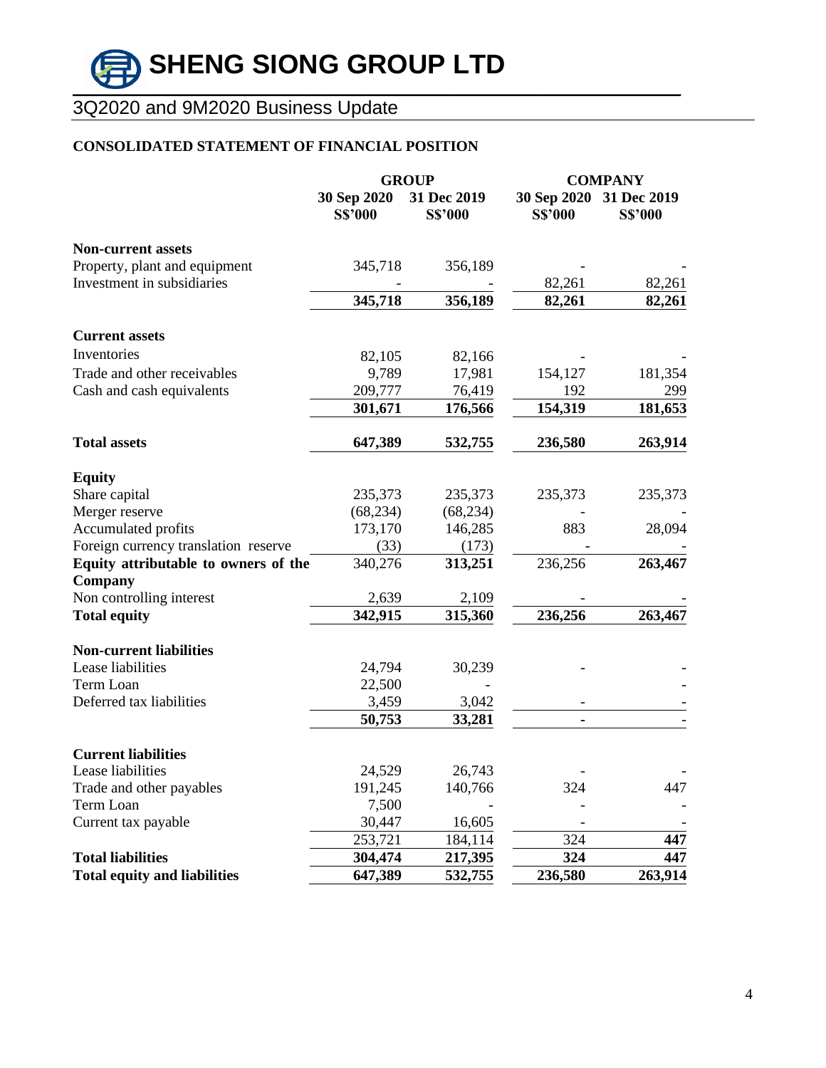# SHENG SIONG GROUP LTD

## 3Q2020 and 9M2020 Business Update

### CONSOLIDATED STATEMENT OF FINANCIAL POSITION

| | GROUP | | COMPANY | |
|---|---|---|---|---|
| | 30 Sep 2020 S$'000 | 31 Dec 2019 S$'000 | 30 Sep 2020 S$'000 | 31 Dec 2019 S$'000 |
| **Non-current assets** | | | | |
| Property, plant and equipment | 345,718 | 356,189 | - | - |
| Investment in subsidiaries | - | - | 82,261 | 82,261 |
| | **345,718** | **356,189** | **82,261** | **82,261** |
| **Current assets** | | | | |
| Inventories | 82,105 | 82,166 | - | - |
| Trade and other receivables | 9,789 | 17,981 | 154,127 | 181,354 |
| Cash and cash equivalents | 209,777 | 76,419 | 192 | 299 |
| | **301,671** | **176,566** | **154,319** | **181,653** |
| **Total assets** | **647,389** | **532,755** | **236,580** | **263,914** |
| **Equity** | | | | |
| Share capital | 235,373 | 235,373 | 235,373 | 235,373 |
| Merger reserve | (68,234) | (68,234) | - | - |
| Accumulated profits | 173,170 | 146,285 | 883 | 28,094 |
| Foreign currency translation reserve | (33) | (173) | - | - |
| **Equity attributable to owners of the Company** | 340,276 | **313,251** | 236,256 | **263,467** |
| Non controlling interest | 2,639 | 2,109 | - | - |
| **Total equity** | **342,915** | **315,360** | **236,256** | **263,467** |
| **Non-current liabilities** | | | | |
| Lease liabilities | 24,794 | 30,239 | - | - |
| Term Loan | 22,500 | - | | - |
| Deferred tax liabilities | 3,459 | 3,042 | - | - |
| | **50,753** | **33,281** | **-** | **-** |
| **Current liabilities** | | | | |
| Lease liabilities | 24,529 | 26,743 | - | - |
| Trade and other payables | 191,245 | 140,766 | 324 | 447 |
| Term Loan | 7,500 | | - | - |
| Current tax payable | 30,447 | 16,605 | - | - |
| | 253,721 | 184,114 | 324 | **447** |
| **Total liabilities** | **304,474** | **217,395** | **324** | **447** |
| **Total equity and liabilities** | **647,389** | **532,755** | **236,580** | **263,914** |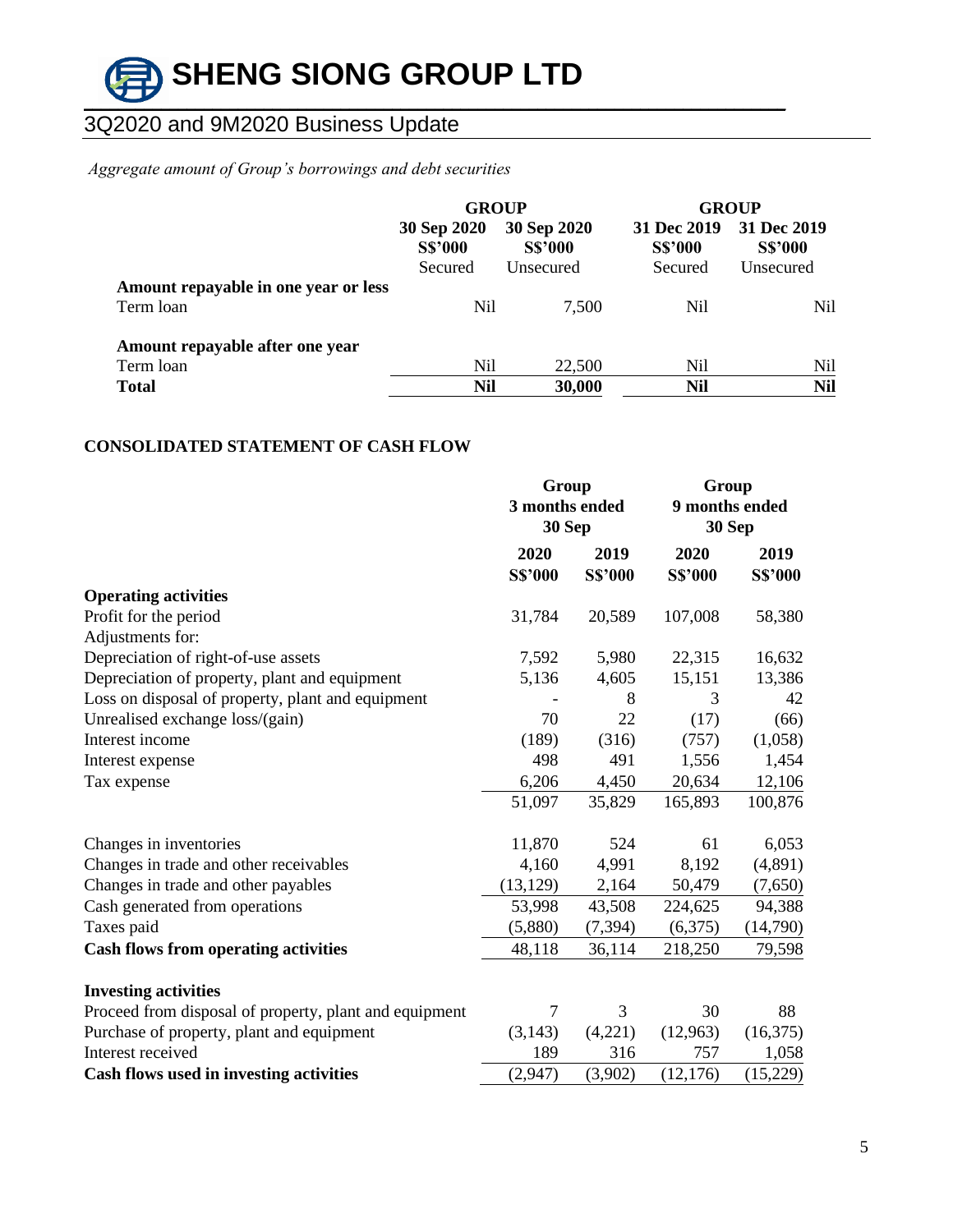*Aggregate amount of Group's borrowings and debt securities*

| | GROUP | | GROUP | |
|---|---|---|---|---|
| | 30 Sep 2020 S$'000 Secured | 30 Sep 2020 S$'000 Unsecured | 31 Dec 2019 S$'000 Secured | 31 Dec 2019 S$'000 Unsecured |
| **Amount repayable in one year or less** | | | | |
| Term loan | Nil | 7,500 | Nil | Nil |
| **Amount repayable after one year** | | | | |
| Term loan | Nil | 22,500 | Nil | Nil |
| **Total** | **Nil** | **30,000** | **Nil** | **Nil** |

**CONSOLIDATED STATEMENT OF CASH FLOW**

| | Group 3 months ended 30 Sep | | Group 9 months ended 30 Sep | |
|---|---|---|---|---|
| | 2020 S$'000 | 2019 S$'000 | 2020 S$'000 | 2019 S$'000 |
| **Operating activities** | | | | |
| Profit for the period | 31,784 | 20,589 | 107,008 | 58,380 |
| Adjustments for: | | | | |
| Depreciation of right-of-use assets | 7,592 | 5,980 | 22,315 | 16,632 |
| Depreciation of property, plant and equipment | 5,136 | 4,605 | 15,151 | 13,386 |
| Loss on disposal of property, plant and equipment | - | 8 | 3 | 42 |
| Unrealised exchange loss/(gain) | 70 | 22 | (17) | (66) |
| Interest income | (189) | (316) | (757) | (1,058) |
| Interest expense | 498 | 491 | 1,556 | 1,454 |
| Tax expense | 6,206 | 4,450 | 20,634 | 12,106 |
| | 51,097 | 35,829 | 165,893 | 100,876 |
| Changes in inventories | 11,870 | 524 | 61 | 6,053 |
| Changes in trade and other receivables | 4,160 | 4,991 | 8,192 | (4,891) |
| Changes in trade and other payables | (13,129) | 2,164 | 50,479 | (7,650) |
| Cash generated from operations | 53,998 | 43,508 | 224,625 | 94,388 |
| Taxes paid | (5,880) | (7,394) | (6,375) | (14,790) |
| **Cash flows from operating activities** | 48,118 | 36,114 | 218,250 | 79,598 |
| **Investing activities** | | | | |
| Proceed from disposal of property, plant and equipment | 7 | 3 | 30 | 88 |
| Purchase of property, plant and equipment | (3,143) | (4,221) | (12,963) | (16,375) |
| Interest received | 189 | 316 | 757 | 1,058 |
| **Cash flows used in investing activities** | (2,947) | (3,902) | (12,176) | (15,229) |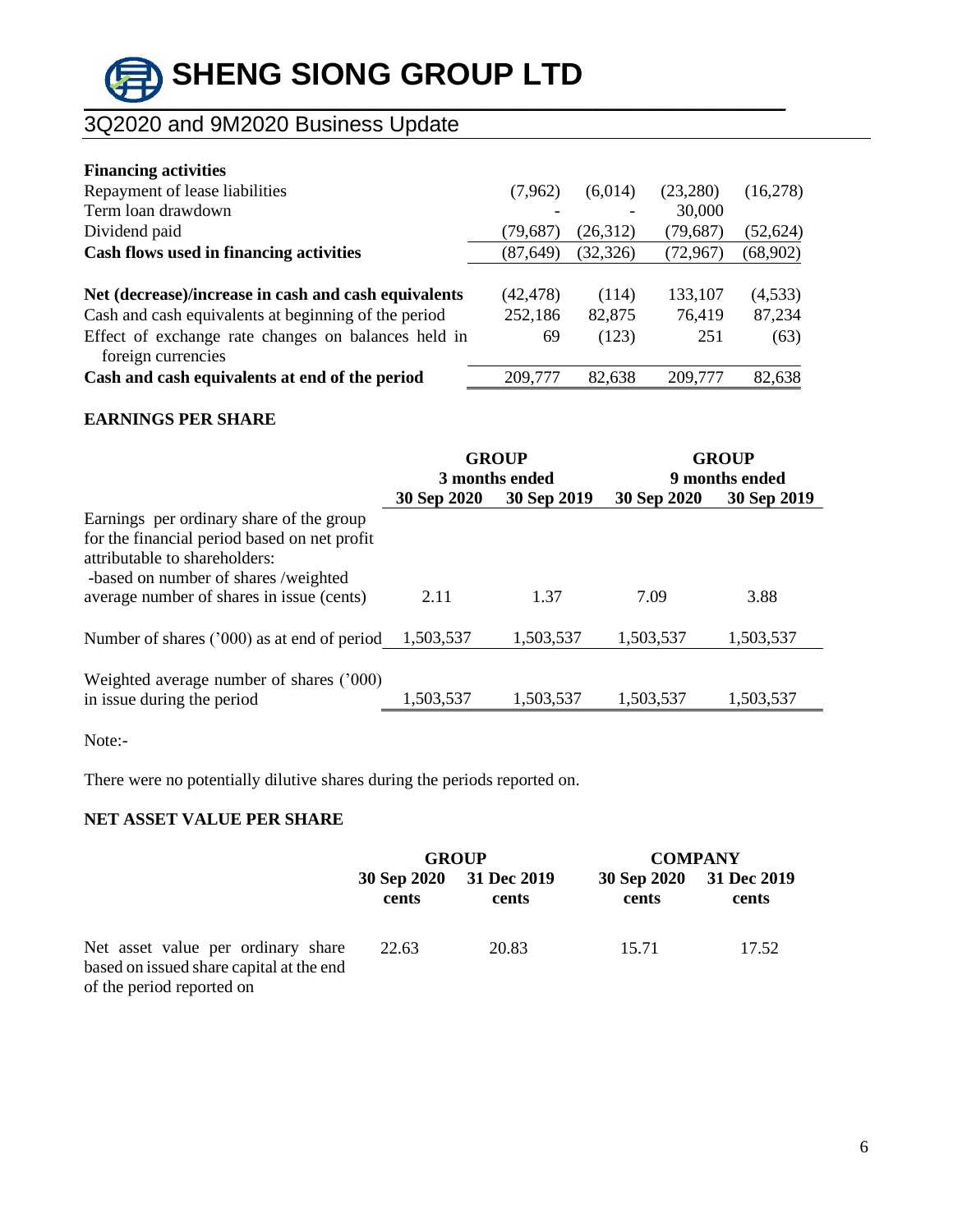| **Financing activities** | | | | |
|---|---|---|---|---|
| Repayment of lease liabilities | (7,962) | (6,014) | (23,280) | (16,278) |
| Term loan drawdown | - | - | 30,000 | |
| Dividend paid | (79,687) | (26,312) | (79,687) | (52,624) |
| **Cash flows used in financing activities** | (87,649) | (32,326) | (72,967) | (68,902) |
| | | | | |
| **Net (decrease)/increase in cash and cash equivalents** | (42,478) | (114) | 133,107 | (4,533) |
| Cash and cash equivalents at beginning of the period | 252,186 | 82,875 | 76,419 | 87,234 |
| Effect of exchange rate changes on balances held in foreign currencies | 69 | (123) | 251 | (63) |
| **Cash and cash equivalents at end of the period** | 209,777 | 82,638 | 209,777 | 82,638 |

## EARNINGS PER SHARE

| | **GROUP 3 months ended** | | **GROUP 9 months ended** | |
|---|---|---|---|---|
| | **30 Sep 2020** | **30 Sep 2019** | **30 Sep 2020** | **30 Sep 2019** |
| Earnings per ordinary share of the group for the financial period based on net profit attributable to shareholders: -based on number of shares /weighted average number of shares in issue (cents) | 2.11 | 1.37 | 7.09 | 3.88 |
| Number of shares ('000) as at end of period | 1,503,537 | 1,503,537 | 1,503,537 | 1,503,537 |
| Weighted average number of shares ('000) in issue during the period | 1,503,537 | 1,503,537 | 1,503,537 | 1,503,537 |

Note:-

There were no potentially dilutive shares during the periods reported on.

## NET ASSET VALUE PER SHARE

| | **GROUP** | | **COMPANY** | |
|---|---|---|---|---|
| | **30 Sep 2020 cents** | **31 Dec 2019 cents** | **30 Sep 2020 cents** | **31 Dec 2019 cents** |
| Net asset value per ordinary share based on issued share capital at the end of the period reported on | 22.63 | 20.83 | 15.71 | 17.52 |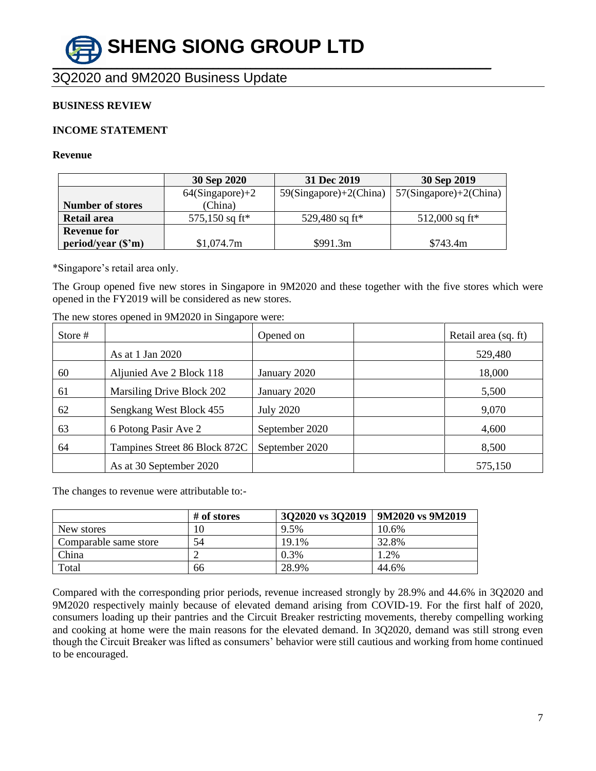# SHENG SIONG GROUP LTD

## 3Q2020 and 9M2020 Business Update

**BUSINESS REVIEW**

**INCOME STATEMENT**

**Revenue**

| | 30 Sep 2020 | 31 Dec 2019 | 30 Sep 2019 |
|---|---|---|---|
| **Number of stores** | 64(Singapore)+2 (China) | 59(Singapore)+2(China) | 57(Singapore)+2(China) |
| **Retail area** | 575,150 sq ft* | 529,480 sq ft* | 512,000 sq ft* |
| **Revenue for period/year ($'m)** | $1,074.7m | $991.3m | $743.4m |

*Singapore's retail area only.

The Group opened five new stores in Singapore in 9M2020 and these together with the five stores which were opened in the FY2019 will be considered as new stores.

The new stores opened in 9M2020 in Singapore were:

| Store # | | Opened on | | Retail area (sq. ft) |
|---|---|---|---|---|
| | As at 1 Jan 2020 | | | 529,480 |
| 60 | Aljunied Ave 2 Block 118 | January 2020 | | 18,000 |
| 61 | Marsiling Drive Block 202 | January 2020 | | 5,500 |
| 62 | Sengkang West Block 455 | July 2020 | | 9,070 |
| 63 | 6 Potong Pasir Ave 2 | September 2020 | | 4,600 |
| 64 | Tampines Street 86 Block 872C | September 2020 | | 8,500 |
| | As at 30 September 2020 | | | 575,150 |

The changes to revenue were attributable to:-

| | # of stores | 3Q2020 vs 3Q2019 | 9M2020 vs 9M2019 |
|---|---|---|---|
| New stores | 10 | 9.5% | 10.6% |
| Comparable same store | 54 | 19.1% | 32.8% |
| China | 2 | 0.3% | 1.2% |
| Total | 66 | 28.9% | 44.6% |

Compared with the corresponding prior periods, revenue increased strongly by 28.9% and 44.6% in 3Q2020 and 9M2020 respectively mainly because of elevated demand arising from COVID-19. For the first half of 2020, consumers loading up their pantries and the Circuit Breaker restricting movements, thereby compelling working and cooking at home were the main reasons for the elevated demand. In 3Q2020, demand was still strong even though the Circuit Breaker was lifted as consumers' behavior were still cautious and working from home continued to be encouraged.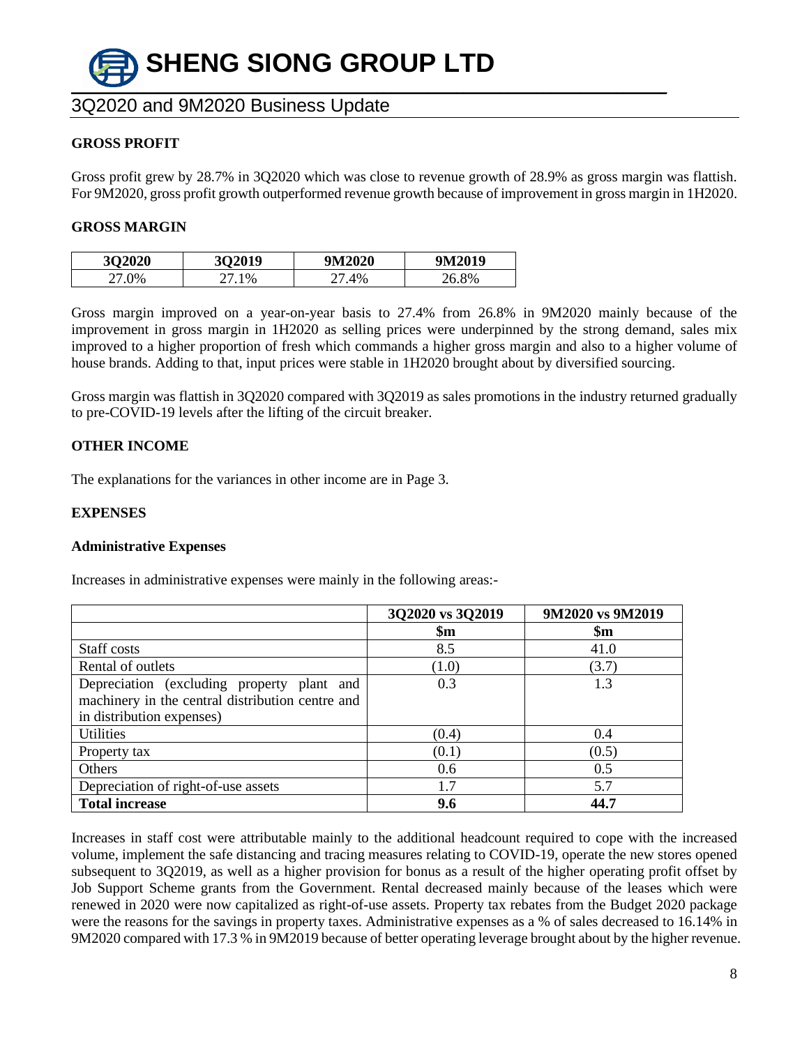## GROSS PROFIT

Gross profit grew by 28.7% in 3Q2020 which was close to revenue growth of 28.9% as gross margin was flattish. For 9M2020, gross profit growth outperformed revenue growth because of improvement in gross margin in 1H2020.

## GROSS MARGIN

| 3Q2020 | 3Q2019 | 9M2020 | 9M2019 |
|---|---|---|---|
| 27.0% | 27.1% | 27.4% | 26.8% |

Gross margin improved on a year-on-year basis to 27.4% from 26.8% in 9M2020 mainly because of the improvement in gross margin in 1H2020 as selling prices were underpinned by the strong demand, sales mix improved to a higher proportion of fresh which commands a higher gross margin and also to a higher volume of house brands. Adding to that, input prices were stable in 1H2020 brought about by diversified sourcing.

Gross margin was flattish in 3Q2020 compared with 3Q2019 as sales promotions in the industry returned gradually to pre-COVID-19 levels after the lifting of the circuit breaker.

## OTHER INCOME

The explanations for the variances in other income are in Page 3.

## EXPENSES

### Administrative Expenses

Increases in administrative expenses were mainly in the following areas:-

| | 3Q2020 vs 3Q2019 | 9M2020 vs 9M2019 |
|---|---|---|
| | $m | $m |
| Staff costs | 8.5 | 41.0 |
| Rental of outlets | (1.0) | (3.7) |
| Depreciation (excluding property plant and machinery in the central distribution centre and in distribution expenses) | 0.3 | 1.3 |
| Utilities | (0.4) | 0.4 |
| Property tax | (0.1) | (0.5) |
| Others | 0.6 | 0.5 |
| Depreciation of right-of-use assets | 1.7 | 5.7 |
| **Total increase** | **9.6** | **44.7** |

Increases in staff cost were attributable mainly to the additional headcount required to cope with the increased volume, implement the safe distancing and tracing measures relating to COVID-19, operate the new stores opened subsequent to 3Q2019, as well as a higher provision for bonus as a result of the higher operating profit offset by Job Support Scheme grants from the Government. Rental decreased mainly because of the leases which were renewed in 2020 were now capitalized as right-of-use assets. Property tax rebates from the Budget 2020 package were the reasons for the savings in property taxes. Administrative expenses as a % of sales decreased to 16.14% in 9M2020 compared with 17.3 % in 9M2019 because of better operating leverage brought about by the higher revenue.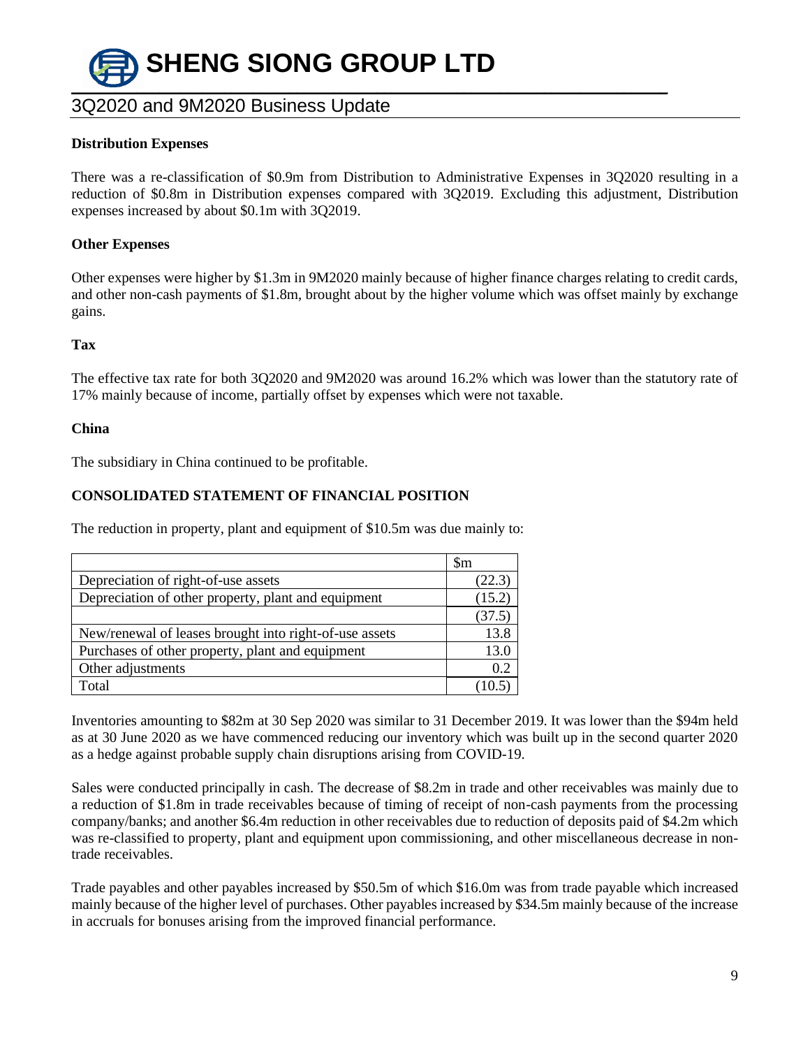### Distribution Expenses

There was a re-classification of \$0.9m from Distribution to Administrative Expenses in 3Q2020 resulting in a reduction of \$0.8m in Distribution expenses compared with 3Q2019. Excluding this adjustment, Distribution expenses increased by about \$0.1m with 3Q2019.

### Other Expenses

Other expenses were higher by \$1.3m in 9M2020 mainly because of higher finance charges relating to credit cards, and other non-cash payments of \$1.8m, brought about by the higher volume which was offset mainly by exchange gains.

### Tax

The effective tax rate for both 3Q2020 and 9M2020 was around 16.2% which was lower than the statutory rate of 17% mainly because of income, partially offset by expenses which were not taxable.

### China

The subsidiary in China continued to be profitable.

### CONSOLIDATED STATEMENT OF FINANCIAL POSITION

The reduction in property, plant and equipment of \$10.5m was due mainly to:

| | \$m |
|---|---|
| Depreciation of right-of-use assets | (22.3) |
| Depreciation of other property, plant and equipment | (15.2) |
| | (37.5) |
| New/renewal of leases brought into right-of-use assets | 13.8 |
| Purchases of other property, plant and equipment | 13.0 |
| Other adjustments | 0.2 |
| Total | (10.5) |

Inventories amounting to \$82m at 30 Sep 2020 was similar to 31 December 2019. It was lower than the \$94m held as at 30 June 2020 as we have commenced reducing our inventory which was built up in the second quarter 2020 as a hedge against probable supply chain disruptions arising from COVID-19.

Sales were conducted principally in cash. The decrease of \$8.2m in trade and other receivables was mainly due to a reduction of \$1.8m in trade receivables because of timing of receipt of non-cash payments from the processing company/banks; and another \$6.4m reduction in other receivables due to reduction of deposits paid of \$4.2m which was re-classified to property, plant and equipment upon commissioning, and other miscellaneous decrease in non-trade receivables.

Trade payables and other payables increased by \$50.5m of which \$16.0m was from trade payable which increased mainly because of the higher level of purchases. Other payables increased by \$34.5m mainly because of the increase in accruals for bonuses arising from the improved financial performance.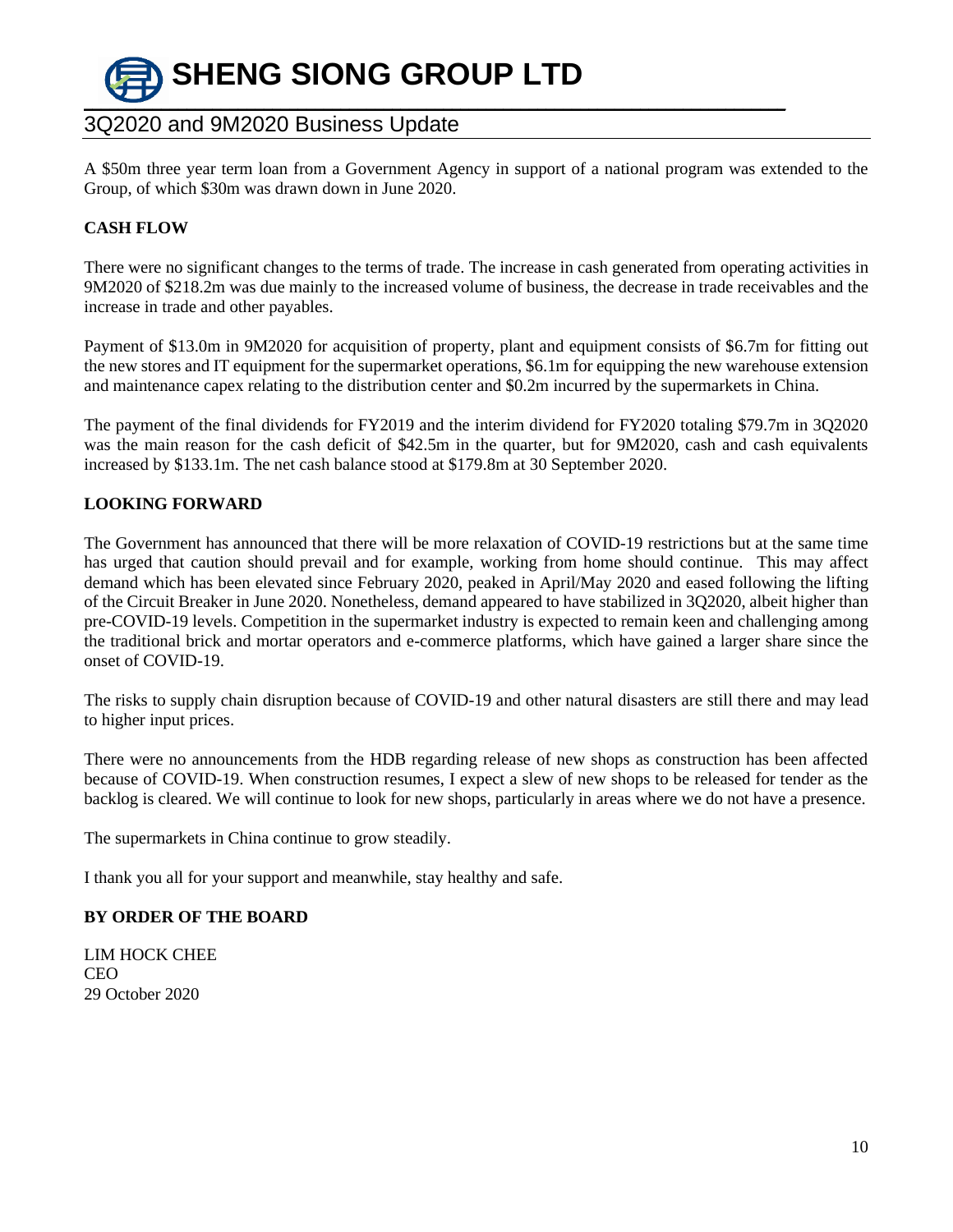A $50m three year term loan from a Government Agency in support of a national program was extended to the Group, of which $30m was drawn down in June 2020.

**CASH FLOW**

There were no significant changes to the terms of trade. The increase in cash generated from operating activities in 9M2020 of $218.2m was due mainly to the increased volume of business, the decrease in trade receivables and the increase in trade and other payables.

Payment of $13.0m in 9M2020 for acquisition of property, plant and equipment consists of $6.7m for fitting out the new stores and IT equipment for the supermarket operations, $6.1m for equipping the new warehouse extension and maintenance capex relating to the distribution center and $0.2m incurred by the supermarkets in China.

The payment of the final dividends for FY2019 and the interim dividend for FY2020 totaling $79.7m in 3Q2020 was the main reason for the cash deficit of $42.5m in the quarter, but for 9M2020, cash and cash equivalents increased by $133.1m. The net cash balance stood at $179.8m at 30 September 2020.

**LOOKING FORWARD**

The Government has announced that there will be more relaxation of COVID-19 restrictions but at the same time has urged that caution should prevail and for example, working from home should continue. This may affect demand which has been elevated since February 2020, peaked in April/May 2020 and eased following the lifting of the Circuit Breaker in June 2020. Nonetheless, demand appeared to have stabilized in 3Q2020, albeit higher than pre-COVID-19 levels. Competition in the supermarket industry is expected to remain keen and challenging among the traditional brick and mortar operators and e-commerce platforms, which have gained a larger share since the onset of COVID-19.

The risks to supply chain disruption because of COVID-19 and other natural disasters are still there and may lead to higher input prices.

There were no announcements from the HDB regarding release of new shops as construction has been affected because of COVID-19. When construction resumes, I expect a slew of new shops to be released for tender as the backlog is cleared. We will continue to look for new shops, particularly in areas where we do not have a presence.

The supermarkets in China continue to grow steadily.

I thank you all for your support and meanwhile, stay healthy and safe.

**BY ORDER OF THE BOARD**

LIM HOCK CHEE
CEO
29 October 2020